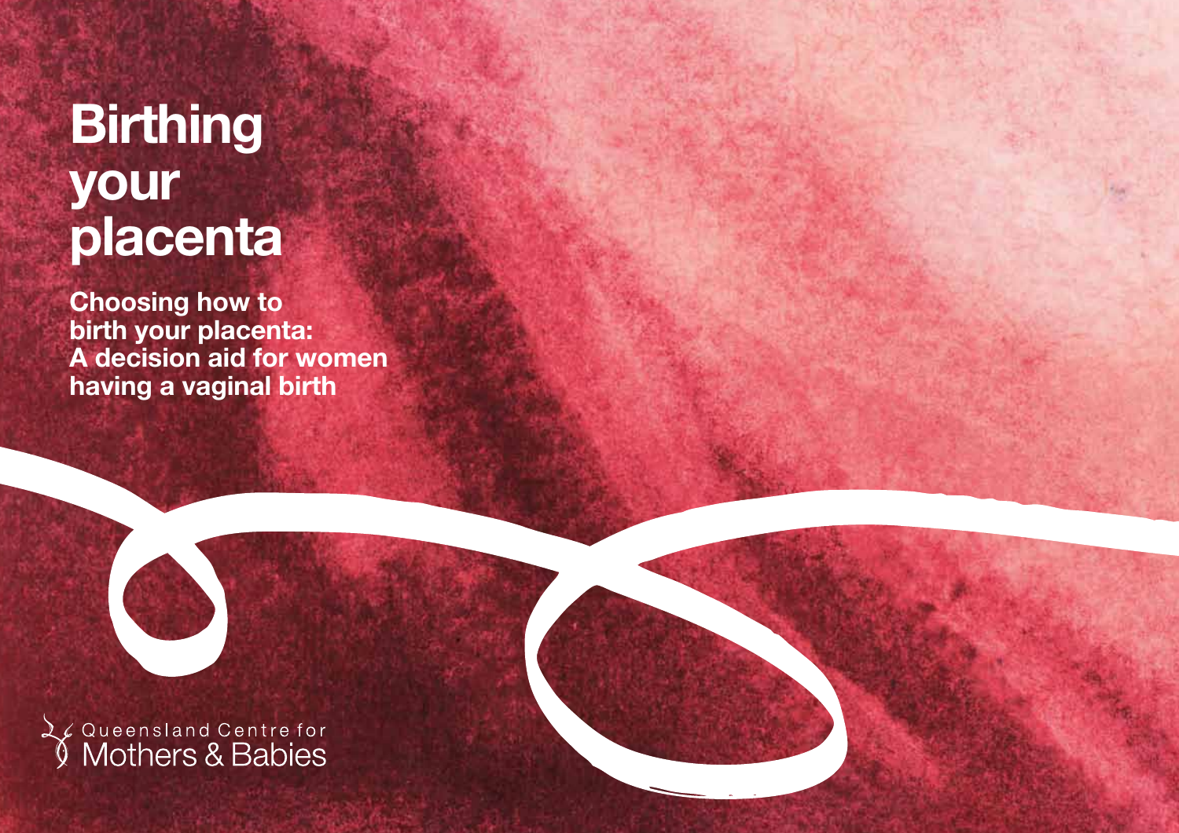# Birthing your placenta

**Choosing how to birth your placenta: A decision aid for women having a vaginal birth**

Queensland Centre for Mothers & Babies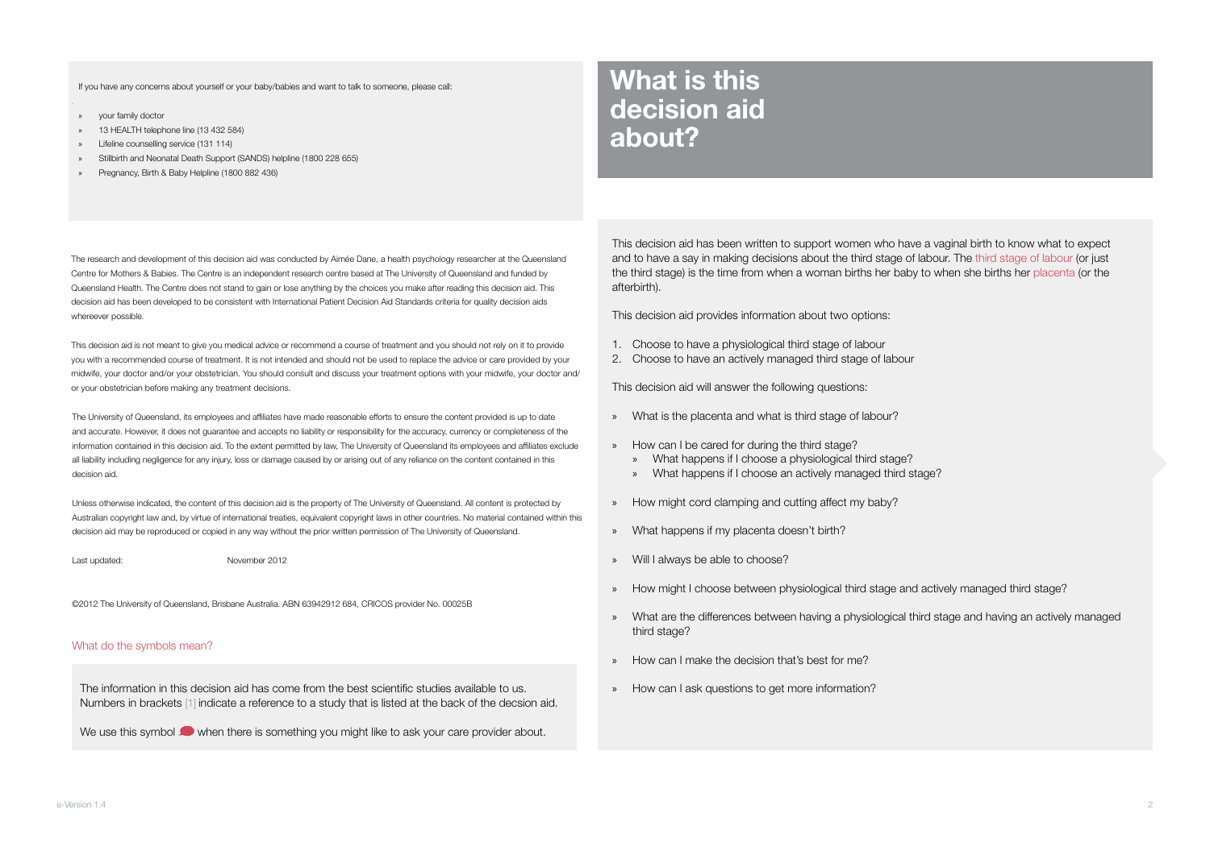If you have any concerns about yourself or your baby/babies and want to talk to someone, please call:

- your family doctor
- 13 HEALTH telephone line (13 432 584)
- Lifeline counselling service (131 114)
- Stillbirth and Neonatal Death Support (SANDS) helpline (1800 228 655)
- Pregnancy, Birth & Baby Helpline (1800 882 436)

The research and development of this decision aid was conducted by Aimée Dane, a health psychology researcher at the Queensland Centre for Mothers & Babies. The Centre is an independent research centre based at The University of Queensland and funded by Queensland Health. The Centre does not stand to gain or lose anything by the choices you make after reading this decision aid. This decision aid has been developed to be consistent with International Patient Decision Aid Standards criteria for quality decision aids whereever possible.

This decision aid is not meant to give you medical advice or recommend a course of treatment and you should not rely on it to provide you with a recommended course of treatment. It is not intended and should not be used to replace the advice or care provided by your midwife, your doctor and/or your obstetrician. You should consult and discuss your treatment options with your midwife, your doctor and/or your obstetrician before making any treatment decisions.

The University of Queensland, its employees and affiliates have made reasonable efforts to ensure the content provided is up to date and accurate. However, it does not guarantee and accepts no liability or responsibility for the accuracy, currency or completeness of the information contained in this decision aid. To the extent permitted by law, The University of Queensland its employees and affiliates exclude all liability including negligence for any injury, loss or damage caused by or arising out of any reliance on the content contained in this decision aid.

Unless otherwise indicated, the content of this decision aid is the property of The University of Queensland. All content is protected by Australian copyright law and, by virtue of international treaties, equivalent copyright laws in other countries. No material contained within this decision aid may be reproduced or copied in any way without the prior written permission of The University of Queensland.

Last updated: November 2012

©2012 The University of Queensland, Brisbane Australia. ABN 63942912 684, CRICOS provider No. 00025B

### What do the symbols mean?

The information in this decision aid has come from the best scientific studies available to us. Numbers in brackets [1] indicate a reference to a study that is listed at the back of the decsion aid.

We use this symbol when there is something you might like to ask your care provider about.

# What is this decision aid about?

This decision aid has been written to support women who have a vaginal birth to know what to expect and to have a say in making decisions about the third stage of labour. The third stage of labour (or just the third stage) is the time from when a woman births her baby to when she births her placenta (or the afterbirth).

This decision aid provides information about two options:

1. Choose to have a physiological third stage of labour
2. Choose to have an actively managed third stage of labour

This decision aid will answer the following questions:

- What is the placenta and what is third stage of labour?
- How can I be cared for during the third stage?
  - What happens if I choose a physiological third stage?
  - What happens if I choose an actively managed third stage?
- How might cord clamping and cutting affect my baby?
- What happens if my placenta doesn't birth?
- Will I always be able to choose?
- How might I choose between physiological third stage and actively managed third stage?
- What are the differences between having a physiological third stage and having an actively managed third stage?
- How can I make the decision that's best for me?
- How can I ask questions to get more information?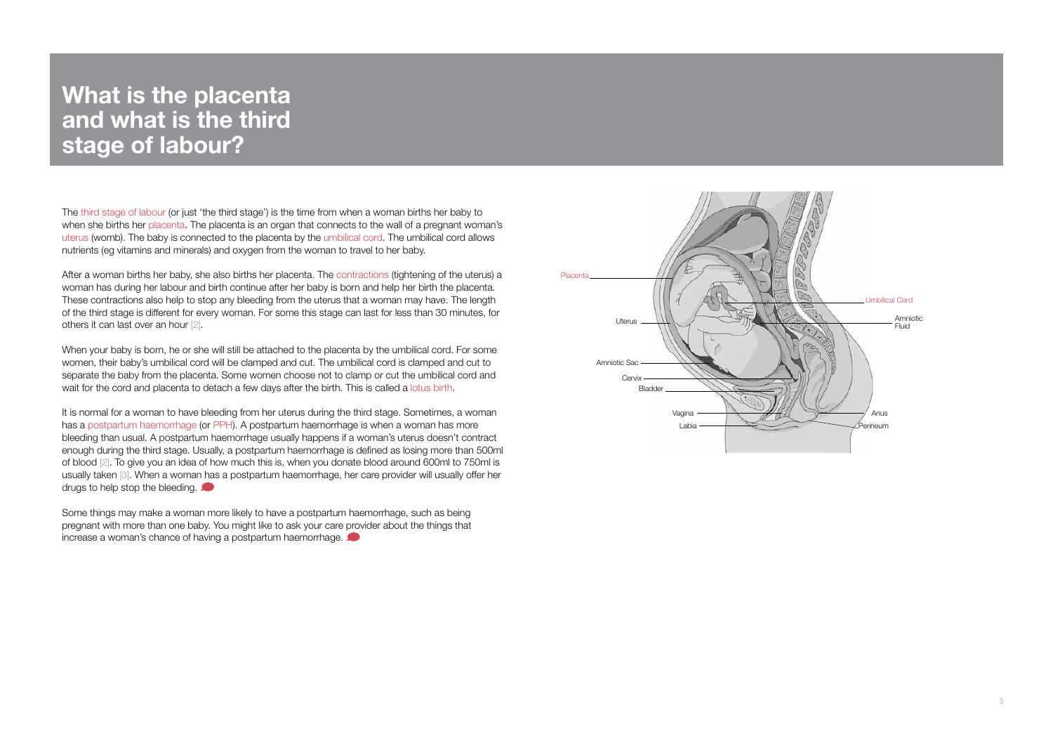# What is the placenta and what is the third stage of labour?

The third stage of labour (or just 'the third stage') is the time from when a woman births her baby to when she births her placenta. The placenta is an organ that connects to the wall of a pregnant woman's uterus (womb). The baby is connected to the placenta by the umbilical cord. The umbilical cord allows nutrients (eg vitamins and minerals) and oxygen from the woman to travel to her baby.

After a woman births her baby, she also births her placenta. The contractions (tightening of the uterus) a woman has during her labour and birth continue after her baby is born and help her birth the placenta. These contractions also help to stop any bleeding from the uterus that a woman may have. The length of the third stage is different for every woman. For some this stage can last for less than 30 minutes, for others it can last over an hour [2].

When your baby is born, he or she will still be attached to the placenta by the umbilical cord. For some women, their baby's umbilical cord will be clamped and cut. The umbilical cord is clamped and cut to separate the baby from the placenta. Some women choose not to clamp or cut the umbilical cord and wait for the cord and placenta to detach a few days after the birth. This is called a lotus birth.

It is normal for a woman to have bleeding from her uterus during the third stage. Sometimes, a woman has a postpartum haemorrhage (or PPH). A postpartum haemorrhage is when a woman has more bleeding than usual. A postpartum haemorrhage usually happens if a woman's uterus doesn't contract enough during the third stage. Usually, a postpartum haemorrhage is defined as losing more than 500ml of blood [2]. To give you an idea of how much this is, when you donate blood around 600ml to 750ml is usually taken [3]. When a woman has a postpartum haemorrhage, her care provider will usually offer her drugs to help stop the bleeding.

Some things may make a woman more likely to have a postpartum haemorrhage, such as being pregnant with more than one baby. You might like to ask your care provider about the things that increase a woman's chance of having a postpartum haemorrhage.

Placenta
Uterus
Amniotic Sac
Cervix
Bladder
Vagina
Labia
Umbilical Cord
Amniotic Fluid
Anus
Perineum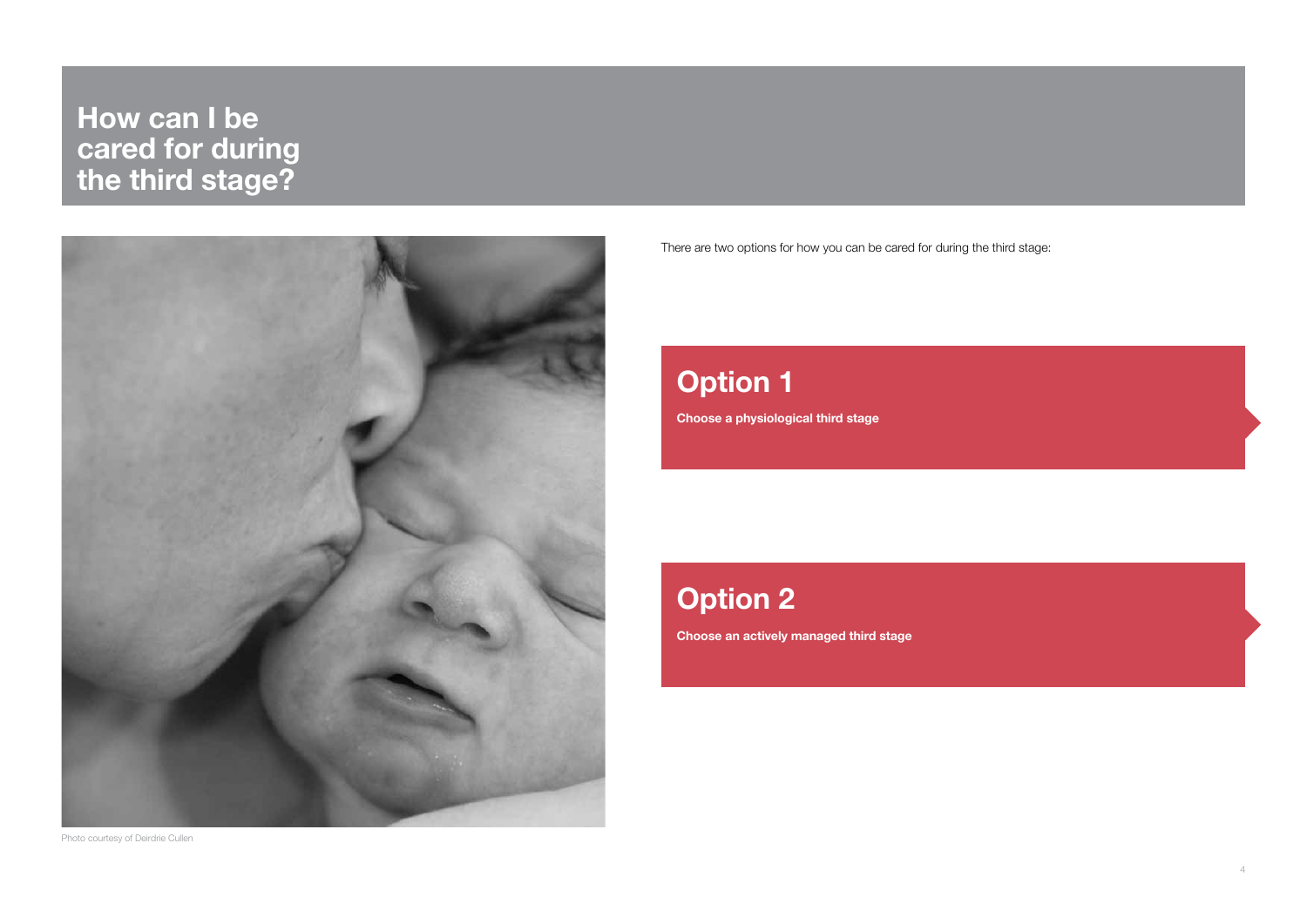# How can I be cared for during the third stage?

Photo courtesy of Deirdrie Cullen

There are two options for how you can be cared for during the third stage:

## Option 1

**Choose a physiological third stage**

## Option 2

**Choose an actively managed third stage**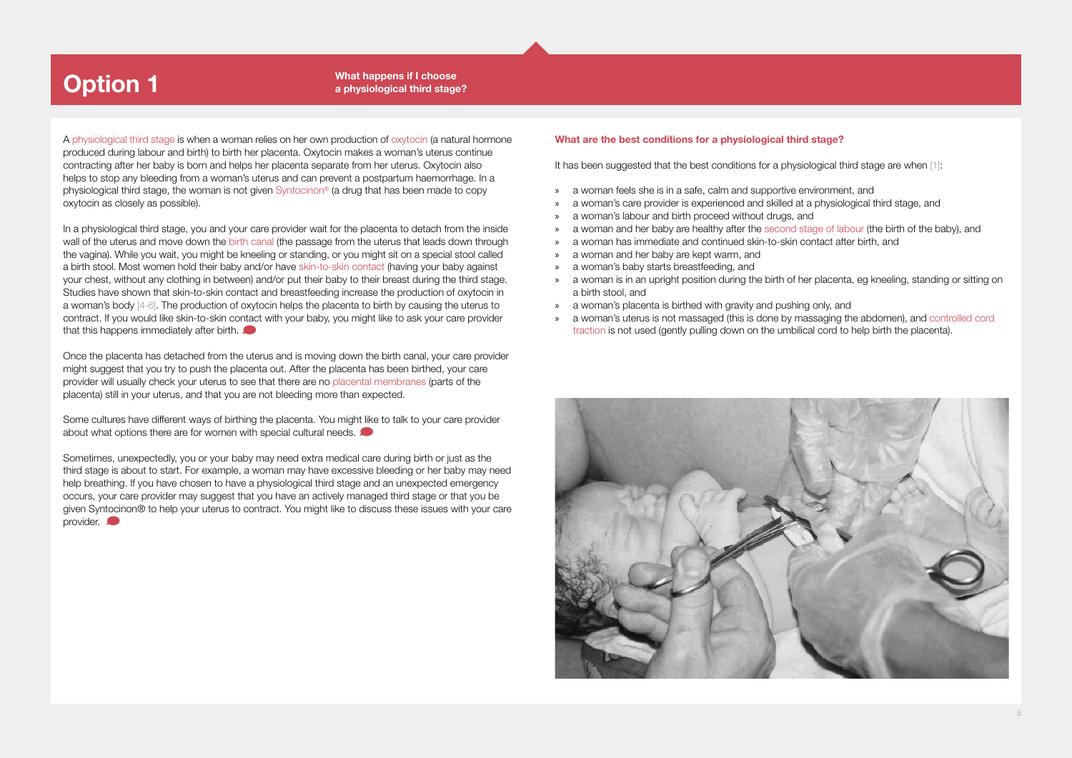# Option 1

## What happens if I choose a physiological third stage?

A physiological third stage is when a woman relies on her own production of oxytocin (a natural hormone produced during labour and birth) to birth her placenta. Oxytocin makes a woman's uterus continue contracting after her baby is born and helps her placenta separate from her uterus. Oxytocin also helps to stop any bleeding from a woman's uterus and can prevent a postpartum haemorrhage. In a physiological third stage, the woman is not given Syntocinon® (a drug that has been made to copy oxytocin as closely as possible).

In a physiological third stage, you and your care provider wait for the placenta to detach from the inside wall of the uterus and move down the birth canal (the passage from the uterus that leads down through the vagina). While you wait, you might be kneeling or standing, or you might sit on a special stool called a birth stool. Most women hold their baby and/or have skin-to-skin contact (having your baby against your chest, without any clothing in between) and/or put their baby to their breast during the third stage. Studies have shown that skin-to-skin contact and breastfeeding increase the production of oxytocin in a woman's body [4-6]. The production of oxytocin helps the placenta to birth by causing the uterus to contract. If you would like skin-to-skin contact with your baby, you might like to ask your care provider that this happens immediately after birth.

Once the placenta has detached from the uterus and is moving down the birth canal, your care provider might suggest that you try to push the placenta out. After the placenta has been birthed, your care provider will usually check your uterus to see that there are no placental membranes (parts of the placenta) still in your uterus, and that you are not bleeding more than expected.

Some cultures have different ways of birthing the placenta. You might like to talk to your care provider about what options there are for women with special cultural needs.

Sometimes, unexpectedly, you or your baby may need extra medical care during birth or just as the third stage is about to start. For example, a woman may have excessive bleeding or her baby may need help breathing. If you have chosen to have a physiological third stage and an unexpected emergency occurs, your care provider may suggest that you have an actively managed third stage or that you be given Syntocinon® to help your uterus to contract. You might like to discuss these issues with your care provider.

### What are the best conditions for a physiological third stage?

It has been suggested that the best conditions for a physiological third stage are when [1]:

- a woman feels she is in a safe, calm and supportive environment, and
- a woman's care provider is experienced and skilled at a physiological third stage, and
- a woman's labour and birth proceed without drugs, and
- a woman and her baby are healthy after the second stage of labour (the birth of the baby), and
- a woman has immediate and continued skin-to-skin contact after birth, and
- a woman and her baby are kept warm, and
- a woman's baby starts breastfeeding, and
- a woman is in an upright position during the birth of her placenta, eg kneeling, standing or sitting on a birth stool, and
- a woman's placenta is birthed with gravity and pushing only, and
- a woman's uterus is not massaged (this is done by massaging the abdomen), and controlled cord traction is not used (gently pulling down on the umbilical cord to help birth the placenta).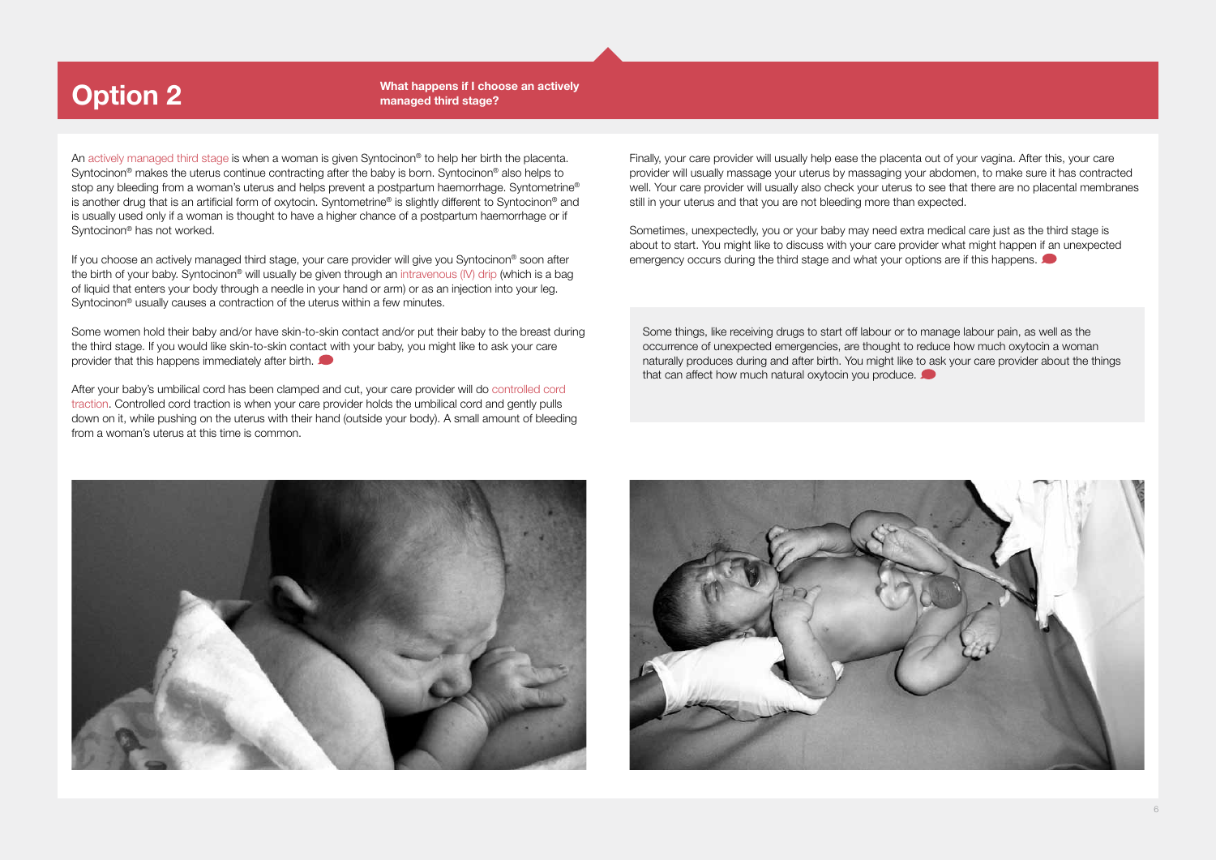# Option 2

**What happens if I choose an actively managed third stage?**

An actively managed third stage is when a woman is given Syntocinon® to help her birth the placenta. Syntocinon® makes the uterus continue contracting after the baby is born. Syntocinon® also helps to stop any bleeding from a woman's uterus and helps prevent a postpartum haemorrhage. Syntometrine® is another drug that is an artificial form of oxytocin. Syntometrine® is slightly different to Syntocinon® and is usually used only if a woman is thought to have a higher chance of a postpartum haemorrhage or if Syntocinon® has not worked.

If you choose an actively managed third stage, your care provider will give you Syntocinon® soon after the birth of your baby. Syntocinon® will usually be given through an intravenous (IV) drip (which is a bag of liquid that enters your body through a needle in your hand or arm) or as an injection into your leg. Syntocinon® usually causes a contraction of the uterus within a few minutes.

Some women hold their baby and/or have skin-to-skin contact and/or put their baby to the breast during the third stage. If you would like skin-to-skin contact with your baby, you might like to ask your care provider that this happens immediately after birth.

After your baby's umbilical cord has been clamped and cut, your care provider will do controlled cord traction. Controlled cord traction is when your care provider holds the umbilical cord and gently pulls down on it, while pushing on the uterus with their hand (outside your body). A small amount of bleeding from a woman's uterus at this time is common.

Finally, your care provider will usually help ease the placenta out of your vagina. After this, your care provider will usually massage your uterus by massaging your abdomen, to make sure it has contracted well. Your care provider will usually also check your uterus to see that there are no placental membranes still in your uterus and that you are not bleeding more than expected.

Sometimes, unexpectedly, you or your baby may need extra medical care just as the third stage is about to start. You might like to discuss with your care provider what might happen if an unexpected emergency occurs during the third stage and what your options are if this happens.

Some things, like receiving drugs to start off labour or to manage labour pain, as well as the occurrence of unexpected emergencies, are thought to reduce how much oxytocin a woman naturally produces during and after birth. You might like to ask your care provider about the things that can affect how much natural oxytocin you produce.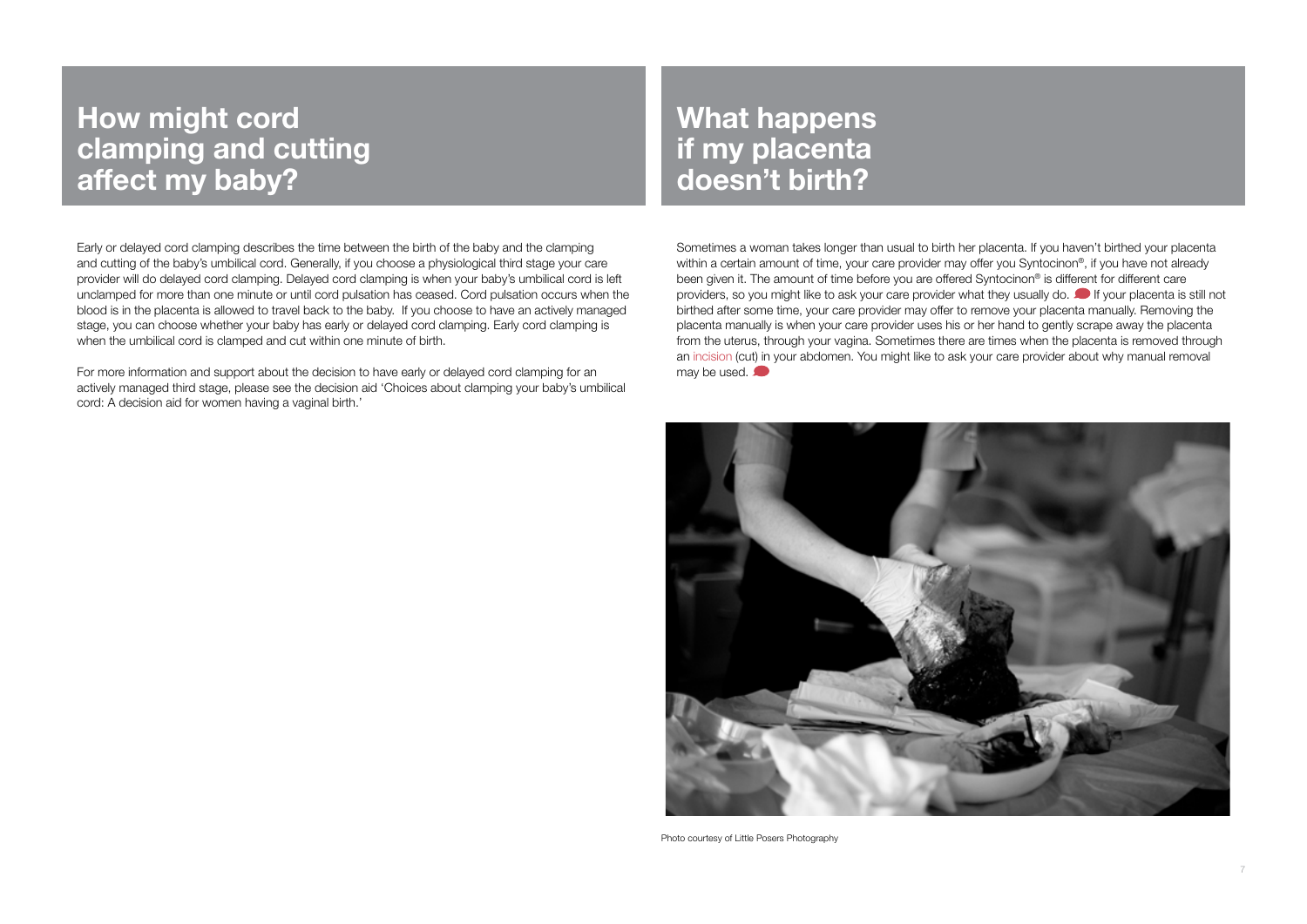# How might cord clamping and cutting affect my baby?

Early or delayed cord clamping describes the time between the birth of the baby and the clamping and cutting of the baby's umbilical cord. Generally, if you choose a physiological third stage your care provider will do delayed cord clamping. Delayed cord clamping is when your baby's umbilical cord is left unclamped for more than one minute or until cord pulsation has ceased. Cord pulsation occurs when the blood is in the placenta is allowed to travel back to the baby. If you choose to have an actively managed stage, you can choose whether your baby has early or delayed cord clamping. Early cord clamping is when the umbilical cord is clamped and cut within one minute of birth.

For more information and support about the decision to have early or delayed cord clamping for an actively managed third stage, please see the decision aid 'Choices about clamping your baby's umbilical cord: A decision aid for women having a vaginal birth.'

# What happens if my placenta doesn't birth?

Sometimes a woman takes longer than usual to birth her placenta. If you haven't birthed your placenta within a certain amount of time, your care provider may offer you Syntocinon®, if you have not already been given it. The amount of time before you are offered Syntocinon® is different for different care providers, so you might like to ask your care provider what they usually do. If your placenta is still not birthed after some time, your care provider may offer to remove your placenta manually. Removing the placenta manually is when your care provider uses his or her hand to gently scrape away the placenta from the uterus, through your vagina. Sometimes there are times when the placenta is removed through an incision (cut) in your abdomen. You might like to ask your care provider about why manual removal may be used.

Photo courtesy of Little Posers Photography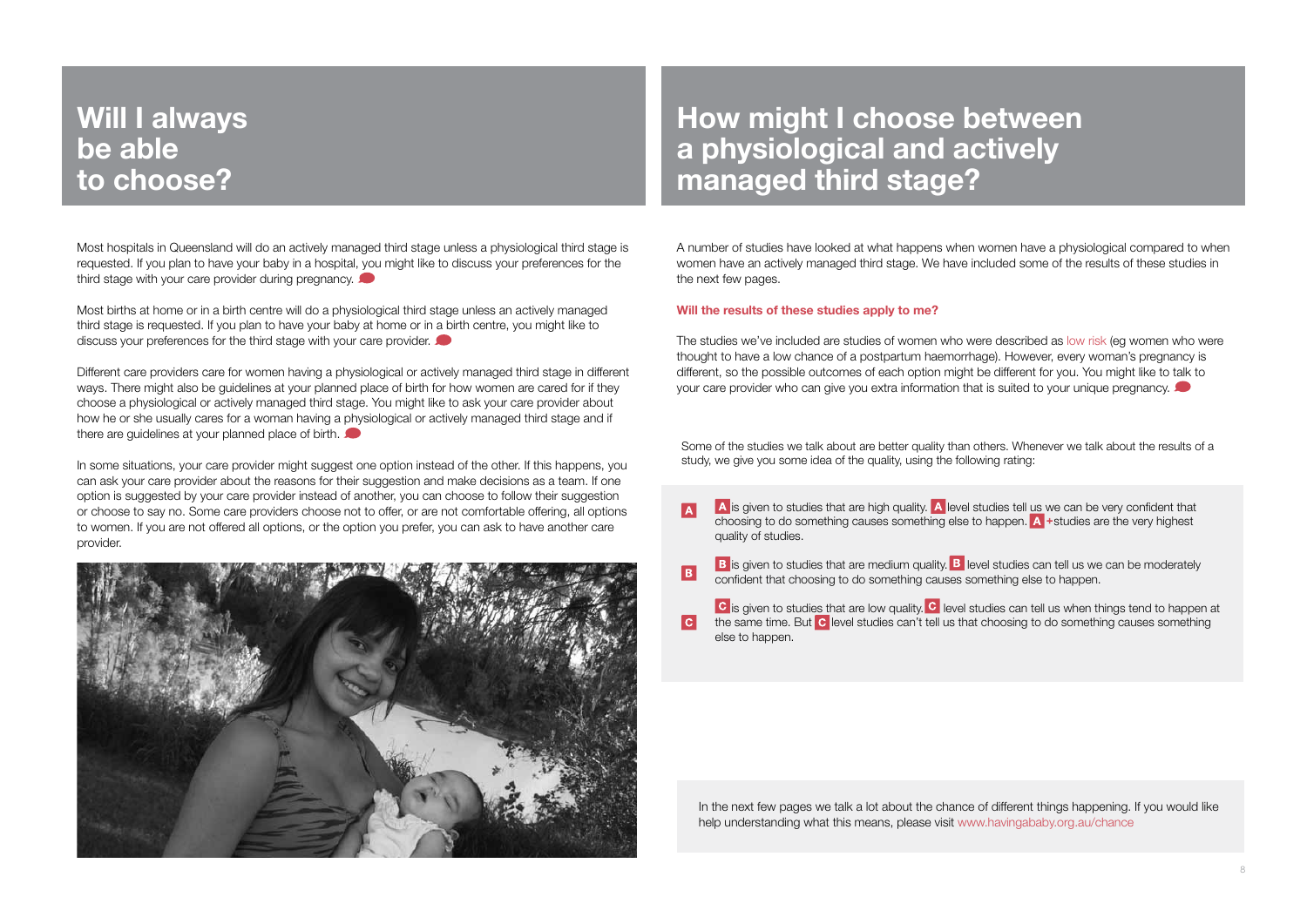# Will I always be able to choose?

Most hospitals in Queensland will do an actively managed third stage unless a physiological third stage is requested. If you plan to have your baby in a hospital, you might like to discuss your preferences for the third stage with your care provider during pregnancy.

Most births at home or in a birth centre will do a physiological third stage unless an actively managed third stage is requested. If you plan to have your baby at home or in a birth centre, you might like to discuss your preferences for the third stage with your care provider.

Different care providers care for women having a physiological or actively managed third stage in different ways. There might also be guidelines at your planned place of birth for how women are cared for if they choose a physiological or actively managed third stage. You might like to ask your care provider about how he or she usually cares for a woman having a physiological or actively managed third stage and if there are guidelines at your planned place of birth.

In some situations, your care provider might suggest one option instead of the other. If this happens, you can ask your care provider about the reasons for their suggestion and make decisions as a team. If one option is suggested by your care provider instead of another, you can choose to follow their suggestion or choose to say no. Some care providers choose not to offer, or are not comfortable offering, all options to women. If you are not offered all options, or the option you prefer, you can ask to have another care provider.

# How might I choose between a physiological and actively managed third stage?

A number of studies have looked at what happens when women have a physiological compared to when women have an actively managed third stage. We have included some of the results of these studies in the next few pages.

**Will the results of these studies apply to me?**

The studies we've included are studies of women who were described as low risk (eg women who were thought to have a low chance of a postpartum haemorrhage). However, every woman's pregnancy is different, so the possible outcomes of each option might be different for you. You might like to talk to your care provider who can give you extra information that is suited to your unique pregnancy.

Some of the studies we talk about are better quality than others. Whenever we talk about the results of a study, we give you some idea of the quality, using the following rating:

**A** – **A** is given to studies that are high quality. **A** level studies tell us we can be very confident that choosing to do something causes something else to happen. **A**+studies are the very highest quality of studies.

**B** – **B** is given to studies that are medium quality. **B** level studies can tell us we can be moderately confident that choosing to do something causes something else to happen.

**C** – **C** is given to studies that are low quality. **C** level studies can tell us when things tend to happen at the same time. But **C** level studies can't tell us that choosing to do something causes something else to happen.

In the next few pages we talk a lot about the chance of different things happening. If you would like help understanding what this means, please visit www.havingababy.org.au/chance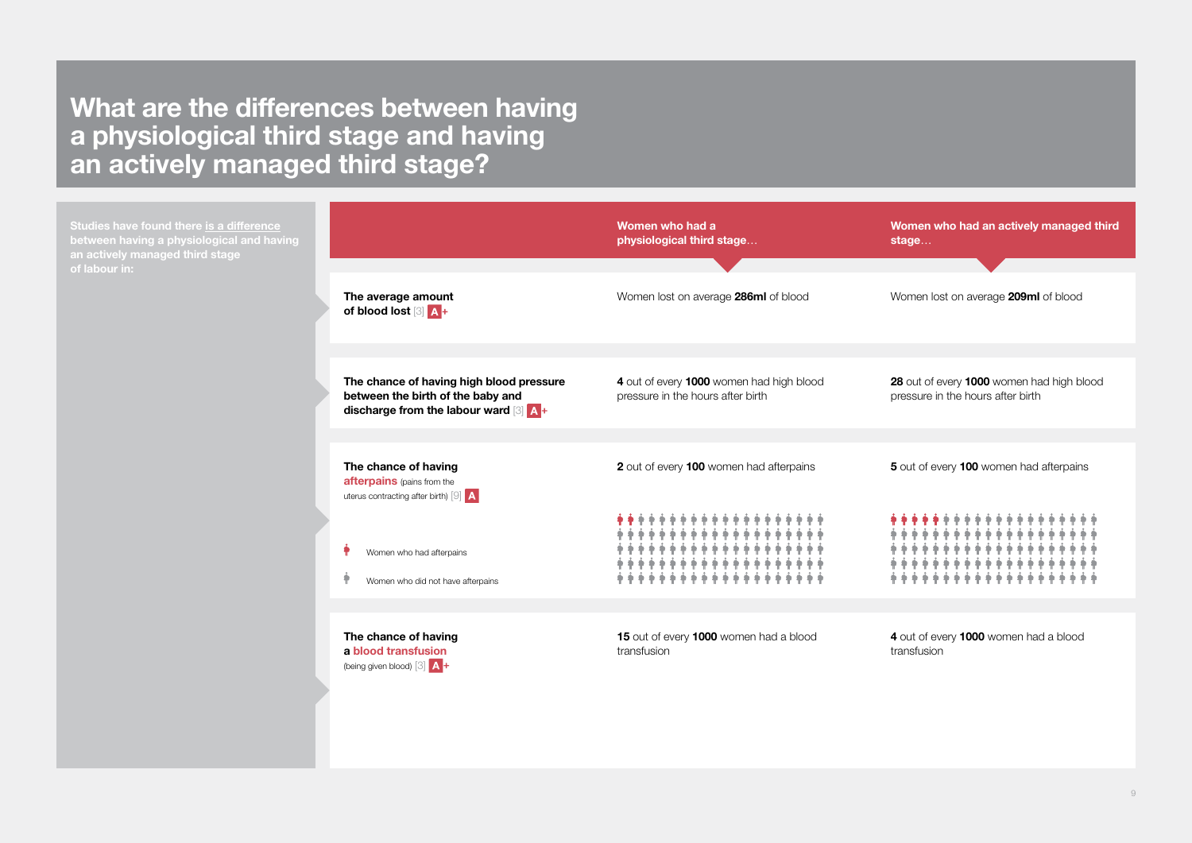# What are the differences between having a physiological third stage and having an actively managed third stage?

Studies have found there is a difference between having a physiological and having an actively managed third stage of labour in:

| | Women who had a physiological third stage… | Women who had an actively managed third stage… |
|---|---|---|
| **The average amount of blood lost** [3] **A+** | Women lost on average **286ml** of blood | Women lost on average **209ml** of blood |
| **The chance of having high blood pressure between the birth of the baby and discharge from the labour ward** [3] **A+** | **4** out of every **1000** women had high blood pressure in the hours after birth | **28** out of every **1000** women had high blood pressure in the hours after birth |
| **The chance of having afterpains** (pains from the uterus contracting after birth) [9] **A** | **2** out of every **100** women had afterpains | **5** out of every **100** women had afterpains |
| **The chance of having a blood transfusion** (being given blood) [3] **A+** | **15** out of every **1000** women had a blood transfusion | **4** out of every **1000** women had a blood transfusion |

Key: Women who had afterpains; Women who did not have afterpains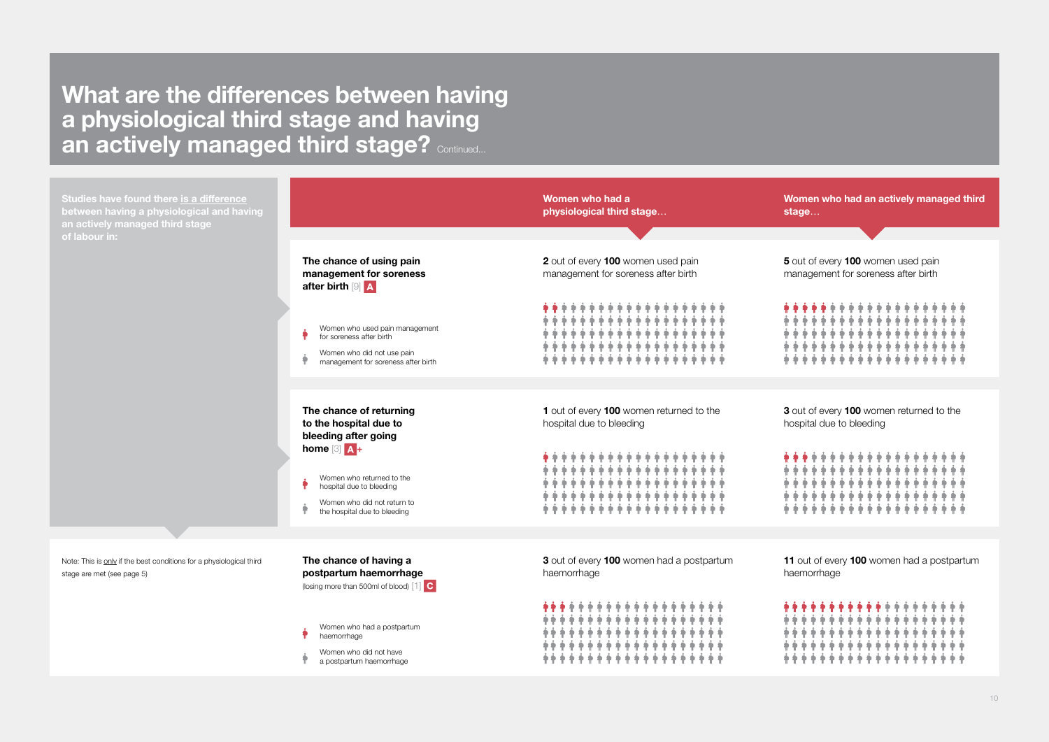# What are the differences between having a physiological third stage and having an actively managed third stage? Continued...

**Studies have found there is a difference between having a physiological and having an actively managed third stage of labour in:**

| | Women who had a physiological third stage… | Women who had an actively managed third stage… |
|---|---|---|
| **The chance of using pain management for soreness after birth** [9] A<br><br>Red figure: Women who used pain management for soreness after birth<br>Grey figure: Women who did not use pain management for soreness after birth | **2** out of every **100** women used pain management for soreness after birth | **5** out of every **100** women used pain management for soreness after birth |
| **The chance of returning to the hospital due to bleeding after going home** [3] A+<br><br>Red figure: Women who returned to the hospital due to bleeding<br>Grey figure: Women who did not return to the hospital due to bleeding | **1** out of every **100** women returned to the hospital due to bleeding | **3** out of every **100** women returned to the hospital due to bleeding |
| **The chance of having a postpartum haemorrhage** (losing more than 500ml of blood) [1] C<br><br>Red figure: Women who had a postpartum haemorrhage<br>Grey figure: Women who did not have a postpartum haemorrhage | **3** out of every **100** women had a postpartum haemorrhage | **11** out of every **100** women had a postpartum haemorrhage |

Note: This is only if the best conditions for a physiological third stage are met (see page 5)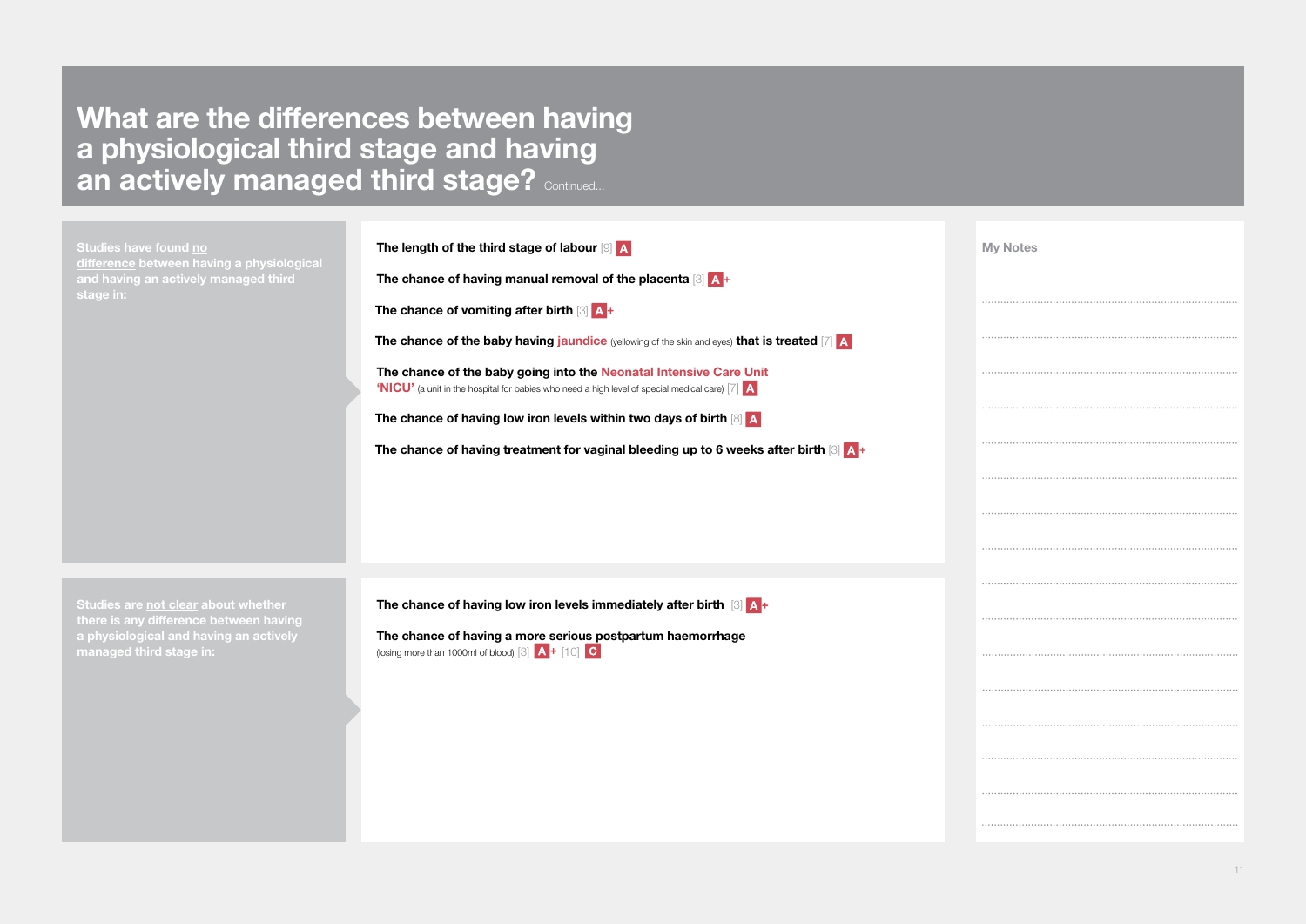# What are the differences between having a physiological third stage and having an actively managed third stage? Continued...

**Studies have found <u>no difference</u> between having a physiological and having an actively managed third stage in:**

- **The length of the third stage of labour** [9] **A**
- **The chance of having manual removal of the placenta** [3] **A+**
- **The chance of vomiting after birth** [3] **A+**
- **The chance of the baby having jaundice** (yellowing of the skin and eyes) **that is treated** [7] **A**
- **The chance of the baby going into the Neonatal Intensive Care Unit 'NICU'** (a unit in the hospital for babies who need a high level of special medical care) [7] **A**
- **The chance of having low iron levels within two days of birth** [8] **A**
- **The chance of having treatment for vaginal bleeding up to 6 weeks after birth** [3] **A+**

**Studies are <u>not clear</u> about whether there is any difference between having a physiological and having an actively managed third stage in:**

- **The chance of having low iron levels immediately after birth** [3] **A+**
- **The chance of having a more serious postpartum haemorrhage** (losing more than 1000ml of blood) [3] **A+** [10] **C**

**My Notes**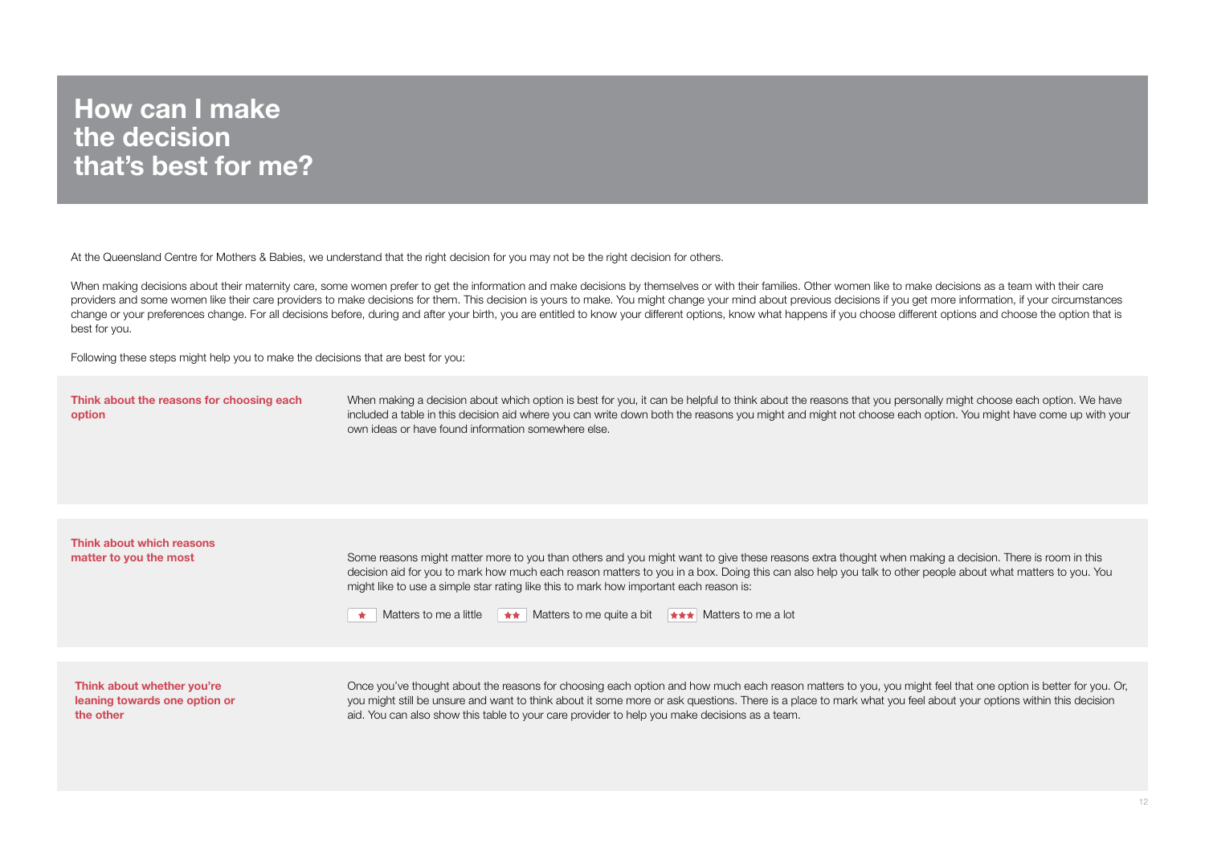# How can I make the decision that's best for me?

At the Queensland Centre for Mothers & Babies, we understand that the right decision for you may not be the right decision for others.

When making decisions about their maternity care, some women prefer to get the information and make decisions by themselves or with their families. Other women like to make decisions as a team with their care providers and some women like their care providers to make decisions for them. This decision is yours to make. You might change your mind about previous decisions if you get more information, if your circumstances change or your preferences change. For all decisions before, during and after your birth, you are entitled to know your different options, know what happens if you choose different options and choose the option that is best for you.

Following these steps might help you to make the decisions that are best for you:

**Think about the reasons for choosing each option**

When making a decision about which option is best for you, it can be helpful to think about the reasons that you personally might choose each option. We have included a table in this decision aid where you can write down both the reasons you might and might not choose each option. You might have come up with your own ideas or have found information somewhere else.

**Think about which reasons matter to you the most**

Some reasons might matter more to you than others and you might want to give these reasons extra thought when making a decision. There is room in this decision aid for you to mark how much each reason matters to you in a box. Doing this can also help you talk to other people about what matters to you. You might like to use a simple star rating like this to mark how important each reason is:

★ Matters to me a little ★★ Matters to me quite a bit ★★★ Matters to me a lot

**Think about whether you're leaning towards one option or the other**

Once you've thought about the reasons for choosing each option and how much each reason matters to you, you might feel that one option is better for you. Or, you might still be unsure and want to think about it some more or ask questions. There is a place to mark what you feel about your options within this decision aid. You can also show this table to your care provider to help you make decisions as a team.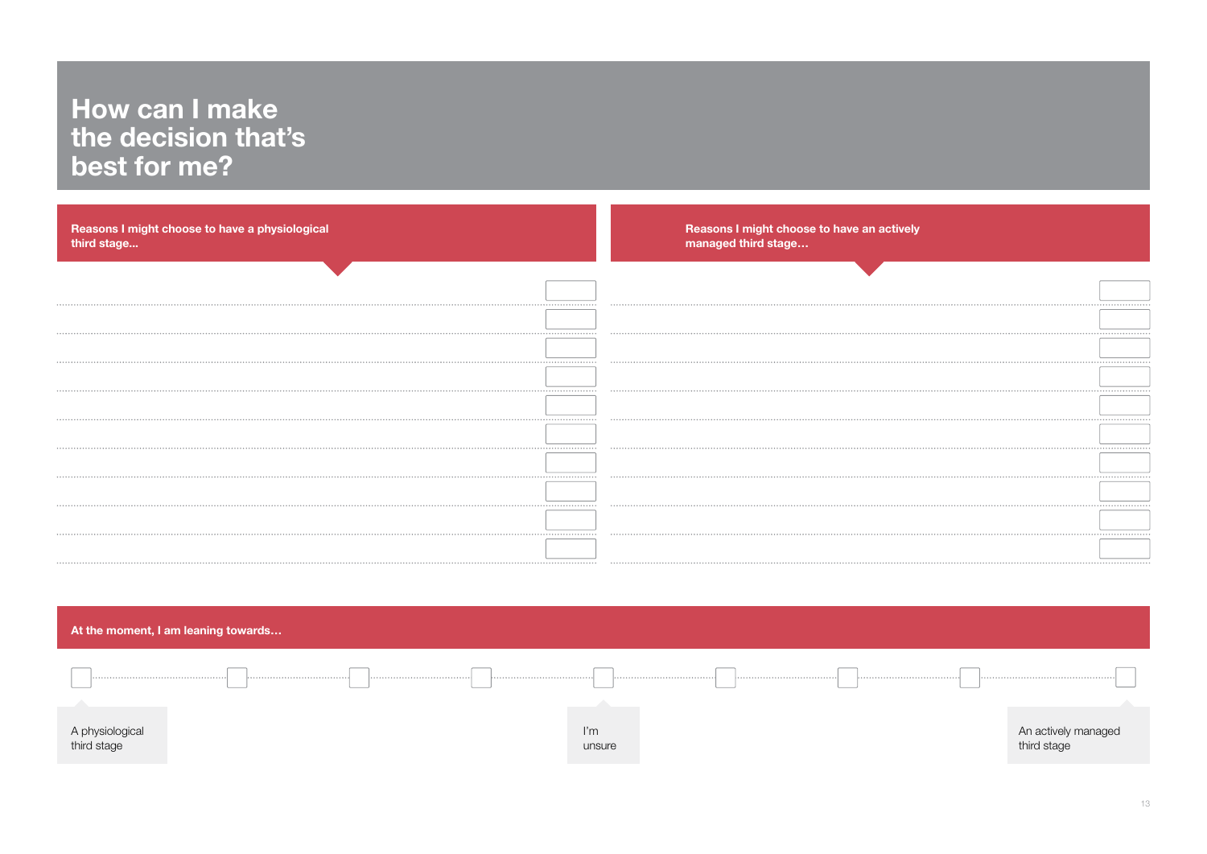# How can I make the decision that's best for me?

**Reasons I might choose to have a physiological third stage...**

**Reasons I might choose to have an actively managed third stage…**

**At the moment, I am leaning towards…**

A physiological third stage

I'm unsure

An actively managed third stage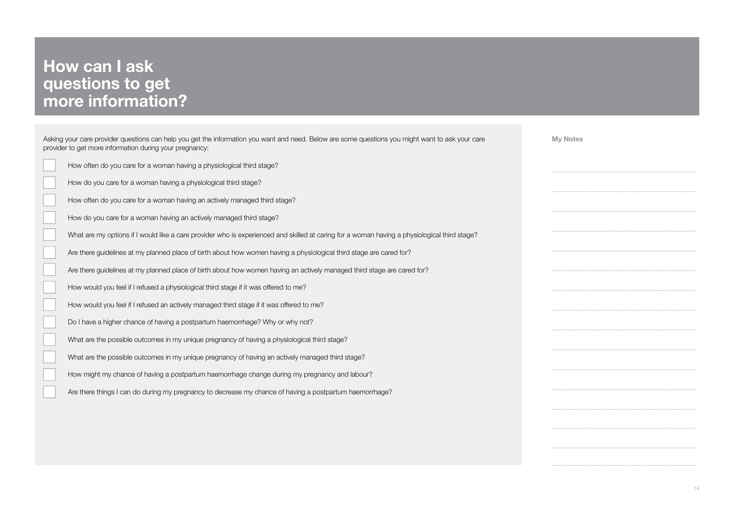# How can I ask questions to get more information?

Asking your care provider questions can help you get the information you want and need. Below are some questions you might want to ask your care provider to get more information during your pregnancy:

- [ ] How often do you care for a woman having a physiological third stage?
- [ ] How do you care for a woman having a physiological third stage?
- [ ] How often do you care for a woman having an actively managed third stage?
- [ ] How do you care for a woman having an actively managed third stage?
- [ ] What are my options if I would like a care provider who is experienced and skilled at caring for a woman having a physiological third stage?
- [ ] Are there guidelines at my planned place of birth about how women having a physiological third stage are cared for?
- [ ] Are there guidelines at my planned place of birth about how women having an actively managed third stage are cared for?
- [ ] How would you feel if I refused a physiological third stage if it was offered to me?
- [ ] How would you feel if I refused an actively managed third stage if it was offered to me?
- [ ] Do I have a higher chance of having a postpartum haemorrhage? Why or why not?
- [ ] What are the possible outcomes in my unique pregnancy of having a physiological third stage?
- [ ] What are the possible outcomes in my unique pregnancy of having an actively managed third stage?
- [ ] How might my chance of having a postpartum haemorrhage change during my pregnancy and labour?
- [ ] Are there things I can do during my pregnancy to decrease my chance of having a postpartum haemorrhage?

**My Notes**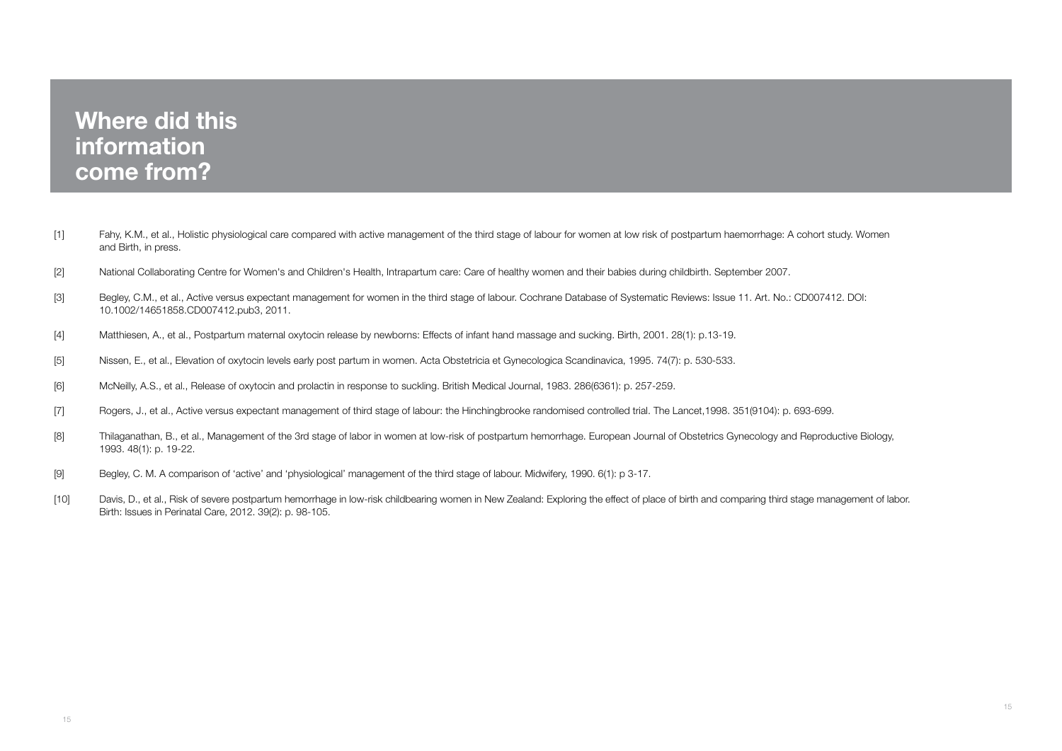# Where did this information come from?

[1] Fahy, K.M., et al., Holistic physiological care compared with active management of the third stage of labour for women at low risk of postpartum haemorrhage: A cohort study. Women and Birth, in press.

[2] National Collaborating Centre for Women's and Children's Health, Intrapartum care: Care of healthy women and their babies during childbirth. September 2007.

[3] Begley, C.M., et al., Active versus expectant management for women in the third stage of labour. Cochrane Database of Systematic Reviews: Issue 11. Art. No.: CD007412. DOI: 10.1002/14651858.CD007412.pub3, 2011.

[4] Matthiesen, A., et al., Postpartum maternal oxytocin release by newborns: Effects of infant hand massage and sucking. Birth, 2001. 28(1): p.13-19.

[5] Nissen, E., et al., Elevation of oxytocin levels early post partum in women. Acta Obstetricia et Gynecologica Scandinavica, 1995. 74(7): p. 530-533.

[6] McNeilly, A.S., et al., Release of oxytocin and prolactin in response to suckling. British Medical Journal, 1983. 286(6361): p. 257-259.

[7] Rogers, J., et al., Active versus expectant management of third stage of labour: the Hinchingbrooke randomised controlled trial. The Lancet,1998. 351(9104): p. 693-699.

[8] Thilaganathan, B., et al., Management of the 3rd stage of labor in women at low-risk of postpartum hemorrhage. European Journal of Obstetrics Gynecology and Reproductive Biology, 1993. 48(1): p. 19-22.

[9] Begley, C. M. A comparison of 'active' and 'physiological' management of the third stage of labour. Midwifery, 1990. 6(1): p 3-17.

[10] Davis, D., et al., Risk of severe postpartum hemorrhage in low-risk childbearing women in New Zealand: Exploring the effect of place of birth and comparing third stage management of labor. Birth: Issues in Perinatal Care, 2012. 39(2): p. 98-105.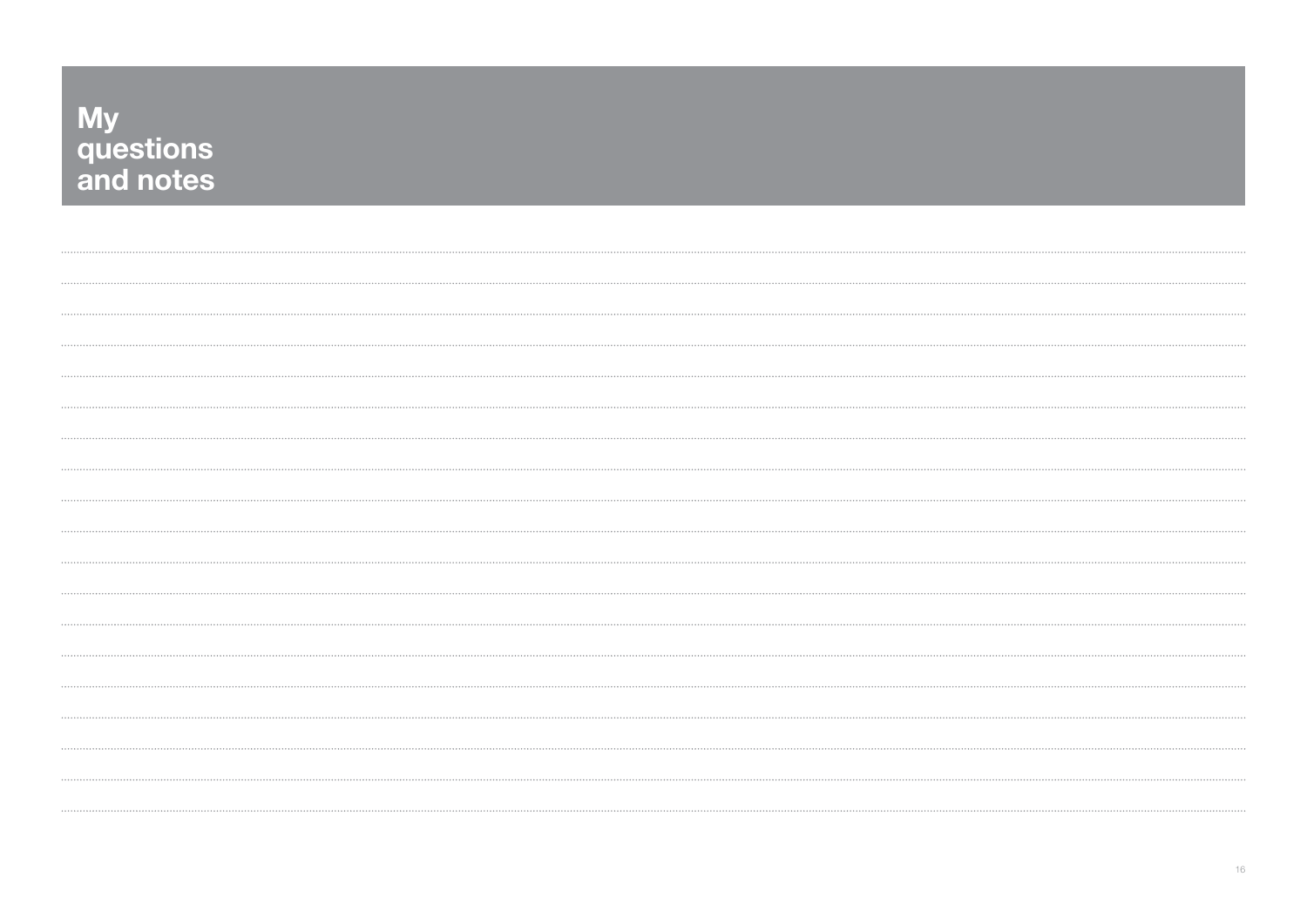# My questions and notes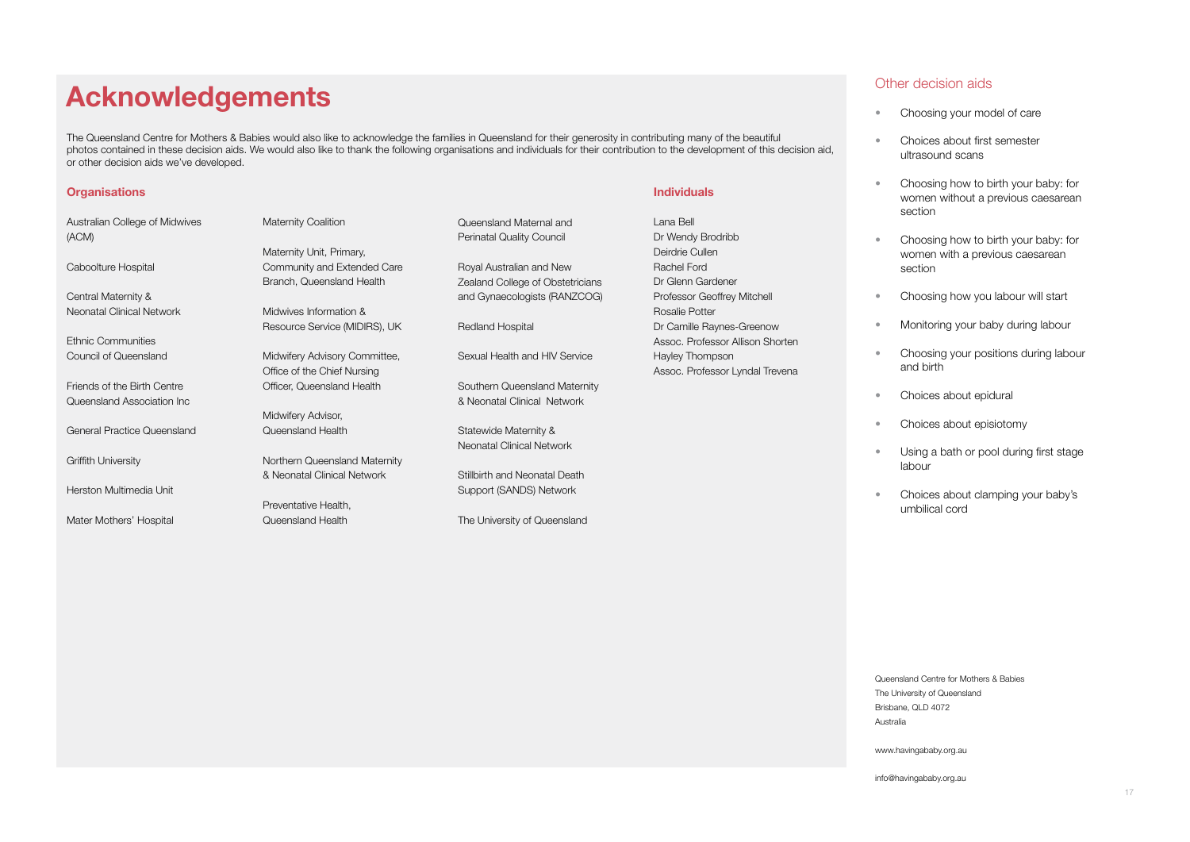# Acknowledgements

The Queensland Centre for Mothers & Babies would also like to acknowledge the families in Queensland for their generosity in contributing many of the beautiful photos contained in these decision aids. We would also like to thank the following organisations and individuals for their contribution to the development of this decision aid, or other decision aids we've developed.

## Organisations

Australian College of Midwives (ACM)

Caboolture Hospital

Central Maternity & Neonatal Clinical Network

Ethnic Communities Council of Queensland

Friends of the Birth Centre Queensland Association Inc

General Practice Queensland

Griffith University

Herston Multimedia Unit

Mater Mothers' Hospital

Maternity Coalition

Maternity Unit, Primary, Community and Extended Care Branch, Queensland Health

Midwives Information & Resource Service (MIDIRS), UK

Midwifery Advisory Committee, Office of the Chief Nursing Officer, Queensland Health

Midwifery Advisor, Queensland Health

Northern Queensland Maternity & Neonatal Clinical Network

Preventative Health, Queensland Health

Queensland Maternal and Perinatal Quality Council

Royal Australian and New Zealand College of Obstetricians and Gynaecologists (RANZCOG)

Redland Hospital

Sexual Health and HIV Service

Southern Queensland Maternity & Neonatal Clinical Network

Statewide Maternity & Neonatal Clinical Network

Stillbirth and Neonatal Death Support (SANDS) Network

The University of Queensland

## Individuals

Lana Bell
Dr Wendy Brodribb
Deirdrie Cullen
Rachel Ford
Dr Glenn Gardener
Professor Geoffrey Mitchell
Rosalie Potter
Dr Camille Raynes-Greenow
Assoc. Professor Allison Shorten
Hayley Thompson
Assoc. Professor Lyndal Trevena

## Other decision aids

- Choosing your model of care
- Choices about first semester ultrasound scans
- Choosing how to birth your baby: for women without a previous caesarean section
- Choosing how to birth your baby: for women with a previous caesarean section
- Choosing how you labour will start
- Monitoring your baby during labour
- Choosing your positions during labour and birth
- Choices about epidural
- Choices about episiotomy
- Using a bath or pool during first stage labour
- Choices about clamping your baby's umbilical cord

Queensland Centre for Mothers & Babies
The University of Queensland
Brisbane, QLD 4072
Australia

www.havingababy.org.au

info@havingababy.org.au